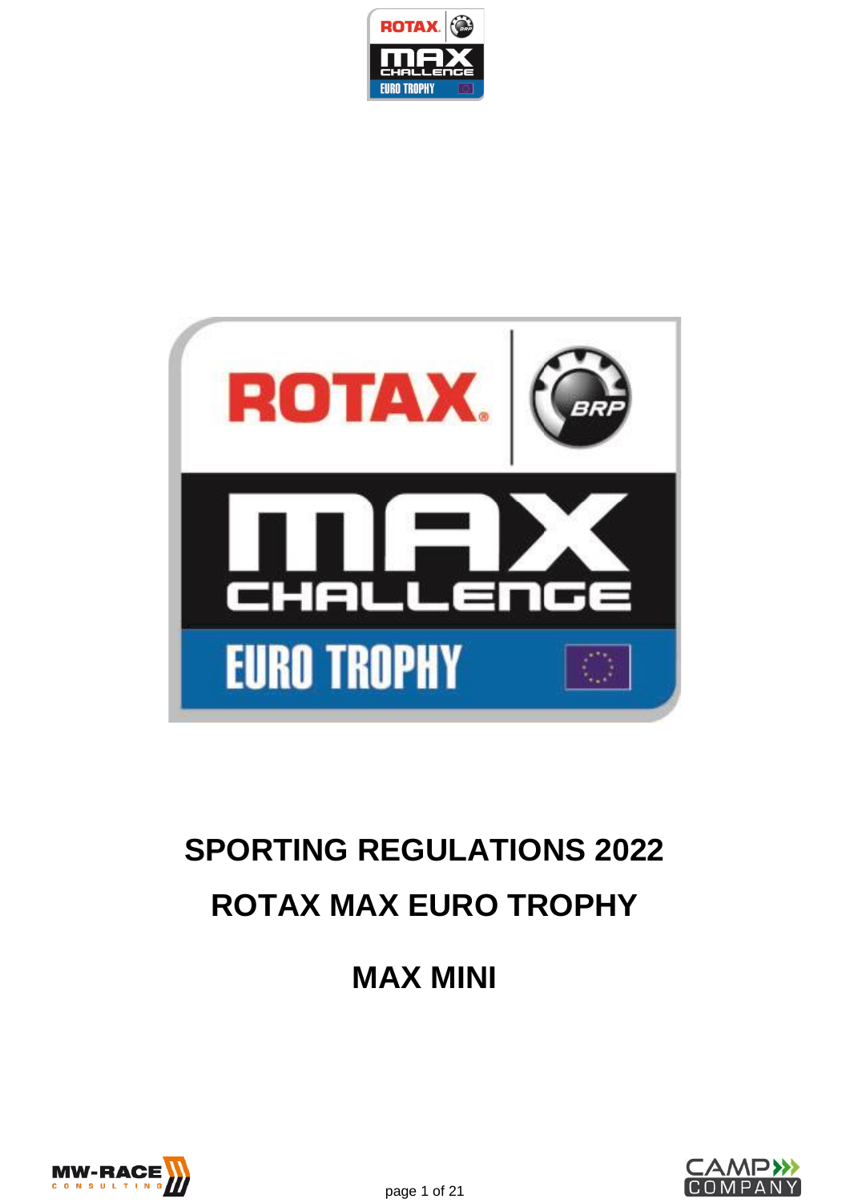# SPORTING REGULATIONS 2022

# ROTAX MAX EURO TROPHY

# MAX MINI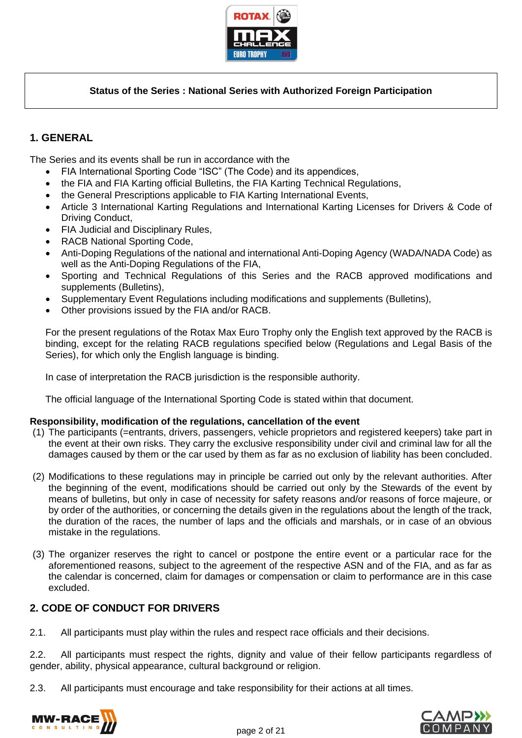**Status of the Series : National Series with Authorized Foreign Participation**

## 1. GENERAL

The Series and its events shall be run in accordance with the

- FIA International Sporting Code "ISC" (The Code) and its appendices,
- the FIA and FIA Karting official Bulletins, the FIA Karting Technical Regulations,
- the General Prescriptions applicable to FIA Karting International Events,
- Article 3 International Karting Regulations and International Karting Licenses for Drivers & Code of Driving Conduct,
- FIA Judicial and Disciplinary Rules,
- RACB National Sporting Code,
- Anti-Doping Regulations of the national and international Anti-Doping Agency (WADA/NADA Code) as well as the Anti-Doping Regulations of the FIA,
- Sporting and Technical Regulations of this Series and the RACB approved modifications and supplements (Bulletins),
- Supplementary Event Regulations including modifications and supplements (Bulletins),
- Other provisions issued by the FIA and/or RACB.

For the present regulations of the Rotax Max Euro Trophy only the English text approved by the RACB is binding, except for the relating RACB regulations specified below (Regulations and Legal Basis of the Series), for which only the English language is binding.

In case of interpretation the RACB jurisdiction is the responsible authority.

The official language of the International Sporting Code is stated within that document.

**Responsibility, modification of the regulations, cancellation of the event**

(1) The participants (=entrants, drivers, passengers, vehicle proprietors and registered keepers) take part in the event at their own risks. They carry the exclusive responsibility under civil and criminal law for all the damages caused by them or the car used by them as far as no exclusion of liability has been concluded.

(2) Modifications to these regulations may in principle be carried out only by the relevant authorities. After the beginning of the event, modifications should be carried out only by the Stewards of the event by means of bulletins, but only in case of necessity for safety reasons and/or reasons of force majeure, or by order of the authorities, or concerning the details given in the regulations about the length of the track, the duration of the races, the number of laps and the officials and marshals, or in case of an obvious mistake in the regulations.

(3) The organizer reserves the right to cancel or postpone the entire event or a particular race for the aforementioned reasons, subject to the agreement of the respective ASN and of the FIA, and as far as the calendar is concerned, claim for damages or compensation or claim to performance are in this case excluded.

## 2. CODE OF CONDUCT FOR DRIVERS

2.1. All participants must play within the rules and respect race officials and their decisions.

2.2. All participants must respect the rights, dignity and value of their fellow participants regardless of gender, ability, physical appearance, cultural background or religion.

2.3. All participants must encourage and take responsibility for their actions at all times.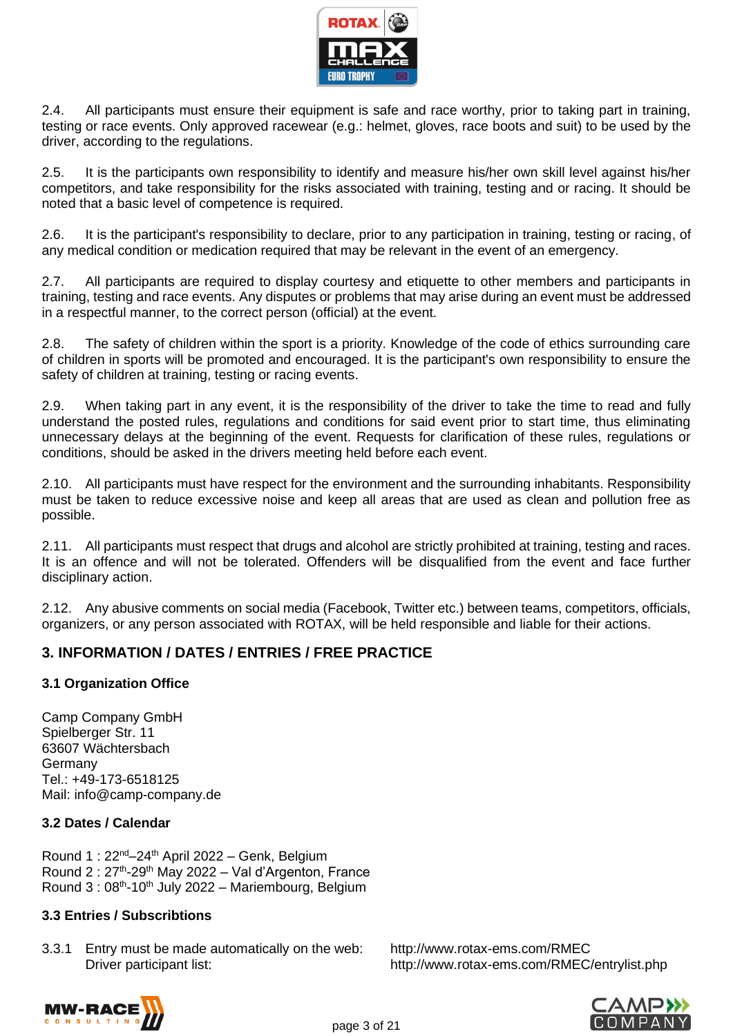2.4. All participants must ensure their equipment is safe and race worthy, prior to taking part in training, testing or race events. Only approved racewear (e.g.: helmet, gloves, race boots and suit) to be used by the driver, according to the regulations.

2.5. It is the participants own responsibility to identify and measure his/her own skill level against his/her competitors, and take responsibility for the risks associated with training, testing and or racing. It should be noted that a basic level of competence is required.

2.6. It is the participant's responsibility to declare, prior to any participation in training, testing or racing, of any medical condition or medication required that may be relevant in the event of an emergency.

2.7. All participants are required to display courtesy and etiquette to other members and participants in training, testing and race events. Any disputes or problems that may arise during an event must be addressed in a respectful manner, to the correct person (official) at the event.

2.8. The safety of children within the sport is a priority. Knowledge of the code of ethics surrounding care of children in sports will be promoted and encouraged. It is the participant's own responsibility to ensure the safety of children at training, testing or racing events.

2.9. When taking part in any event, it is the responsibility of the driver to take the time to read and fully understand the posted rules, regulations and conditions for said event prior to start time, thus eliminating unnecessary delays at the beginning of the event. Requests for clarification of these rules, regulations or conditions, should be asked in the drivers meeting held before each event.

2.10. All participants must have respect for the environment and the surrounding inhabitants. Responsibility must be taken to reduce excessive noise and keep all areas that are used as clean and pollution free as possible.

2.11. All participants must respect that drugs and alcohol are strictly prohibited at training, testing and races. It is an offence and will not be tolerated. Offenders will be disqualified from the event and face further disciplinary action.

2.12. Any abusive comments on social media (Facebook, Twitter etc.) between teams, competitors, officials, organizers, or any person associated with ROTAX, will be held responsible and liable for their actions.

## 3. INFORMATION / DATES / ENTRIES / FREE PRACTICE

### 3.1 Organization Office

Camp Company GmbH
Spielberger Str. 11
63607 Wächtersbach
Germany
Tel.: +49-173-6518125
Mail: info@camp-company.de

### 3.2 Dates / Calendar

Round 1 : 22nd–24th April 2022 – Genk, Belgium
Round 2 : 27th-29th May 2022 – Val d'Argenton, France
Round 3 : 08th-10th July 2022 – Mariembourg, Belgium

### 3.3 Entries / Subscribtions

3.3.1 Entry must be made automatically on the web: http://www.rotax-ems.com/RMEC
Driver participant list: http://www.rotax-ems.com/RMEC/entrylist.php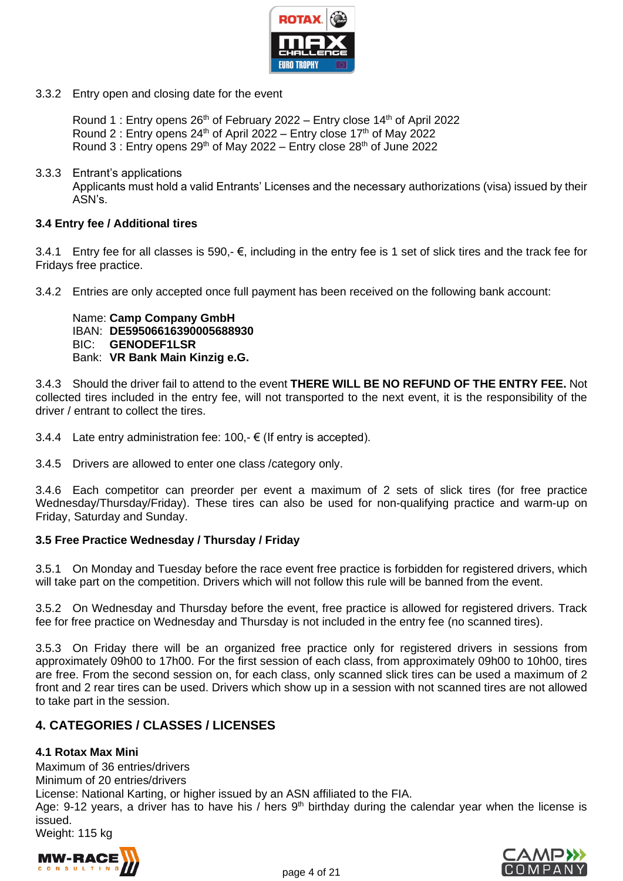3.3.2 Entry open and closing date for the event

Round 1 : Entry opens 26th of February 2022 – Entry close 14th of April 2022
Round 2 : Entry opens 24th of April 2022 – Entry close 17th of May 2022
Round 3 : Entry opens 29th of May 2022 – Entry close 28th of June 2022

3.3.3 Entrant's applications
Applicants must hold a valid Entrants' Licenses and the necessary authorizations (visa) issued by their ASN's.

### 3.4 Entry fee / Additional tires

3.4.1 Entry fee for all classes is 590,- €, including in the entry fee is 1 set of slick tires and the track fee for Fridays free practice.

3.4.2 Entries are only accepted once full payment has been received on the following bank account:

Name: **Camp Company GmbH**
IBAN: **DE59506616390005688930**
BIC: **GENODEF1LSR**
Bank: **VR Bank Main Kinzig e.G.**

3.4.3 Should the driver fail to attend to the event **THERE WILL BE NO REFUND OF THE ENTRY FEE.** Not collected tires included in the entry fee, will not transported to the next event, it is the responsibility of the driver / entrant to collect the tires.

3.4.4 Late entry administration fee: 100,- € (If entry is accepted).

3.4.5 Drivers are allowed to enter one class /category only.

3.4.6 Each competitor can preorder per event a maximum of 2 sets of slick tires (for free practice Wednesday/Thursday/Friday). These tires can also be used for non-qualifying practice and warm-up on Friday, Saturday and Sunday.

### 3.5 Free Practice Wednesday / Thursday / Friday

3.5.1 On Monday and Tuesday before the race event free practice is forbidden for registered drivers, which will take part on the competition. Drivers which will not follow this rule will be banned from the event.

3.5.2 On Wednesday and Thursday before the event, free practice is allowed for registered drivers. Track fee for free practice on Wednesday and Thursday is not included in the entry fee (no scanned tires).

3.5.3 On Friday there will be an organized free practice only for registered drivers in sessions from approximately 09h00 to 17h00. For the first session of each class, from approximately 09h00 to 10h00, tires are free. From the second session on, for each class, only scanned slick tires can be used a maximum of 2 front and 2 rear tires can be used. Drivers which show up in a session with not scanned tires are not allowed to take part in the session.

## 4. CATEGORIES / CLASSES / LICENSES

### 4.1 Rotax Max Mini

Maximum of 36 entries/drivers
Minimum of 20 entries/drivers
License: National Karting, or higher issued by an ASN affiliated to the FIA.
Age: 9-12 years, a driver has to have his / hers 9th birthday during the calendar year when the license is issued.
Weight: 115 kg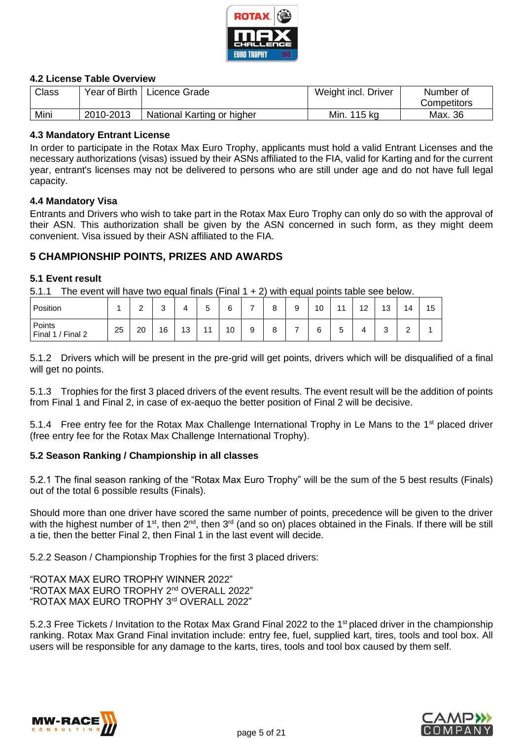### 4.2 License Table Overview

| Class | Year of Birth | Licence Grade | Weight incl. Driver | Number of Competitors |
|---|---|---|---|---|
| Mini | 2010-2013 | National Karting or higher | Min. 115 kg | Max. 36 |

### 4.3 Mandatory Entrant License

In order to participate in the Rotax Max Euro Trophy, applicants must hold a valid Entrant Licenses and the necessary authorizations (visas) issued by their ASNs affiliated to the FIA, valid for Karting and for the current year, entrant's licenses may not be delivered to persons who are still under age and do not have full legal capacity.

### 4.4 Mandatory Visa

Entrants and Drivers who wish to take part in the Rotax Max Euro Trophy can only do so with the approval of their ASN. This authorization shall be given by the ASN concerned in such form, as they might deem convenient. Visa issued by their ASN affiliated to the FIA.

## 5 CHAMPIONSHIP POINTS, PRIZES AND AWARDS

### 5.1 Event result

5.1.1 The event will have two equal finals (Final 1 + 2) with equal points table see below.

| Position | 1 | 2 | 3 | 4 | 5 | 6 | 7 | 8 | 9 | 10 | 11 | 12 | 13 | 14 | 15 |
|---|---|---|---|---|---|---|---|---|---|---|---|---|---|---|---|
| Points Final 1 / Final 2 | 25 | 20 | 16 | 13 | 11 | 10 | 9 | 8 | 7 | 6 | 5 | 4 | 3 | 2 | 1 |

5.1.2 Drivers which will be present in the pre-grid will get points, drivers which will be disqualified of a final will get no points.

5.1.3 Trophies for the first 3 placed drivers of the event results. The event result will be the addition of points from Final 1 and Final 2, in case of ex-aequo the better position of Final 2 will be decisive.

5.1.4 Free entry fee for the Rotax Max Challenge International Trophy in Le Mans to the 1st placed driver (free entry fee for the Rotax Max Challenge International Trophy).

### 5.2 Season Ranking / Championship in all classes

5.2.1 The final season ranking of the “Rotax Max Euro Trophy” will be the sum of the 5 best results (Finals) out of the total 6 possible results (Finals).

Should more than one driver have scored the same number of points, precedence will be given to the driver with the highest number of 1st, then 2nd, then 3rd (and so on) places obtained in the Finals. If there will be still a tie, then the better Final 2, then Final 1 in the last event will decide.

5.2.2 Season / Championship Trophies for the first 3 placed drivers:

“ROTAX MAX EURO TROPHY WINNER 2022”
“ROTAX MAX EURO TROPHY 2nd OVERALL 2022”
“ROTAX MAX EURO TROPHY 3rd OVERALL 2022”

5.2.3 Free Tickets / Invitation to the Rotax Max Grand Final 2022 to the 1st placed driver in the championship ranking. Rotax Max Grand Final invitation include: entry fee, fuel, supplied kart, tires, tools and tool box. All users will be responsible for any damage to the karts, tires, tools and tool box caused by them self.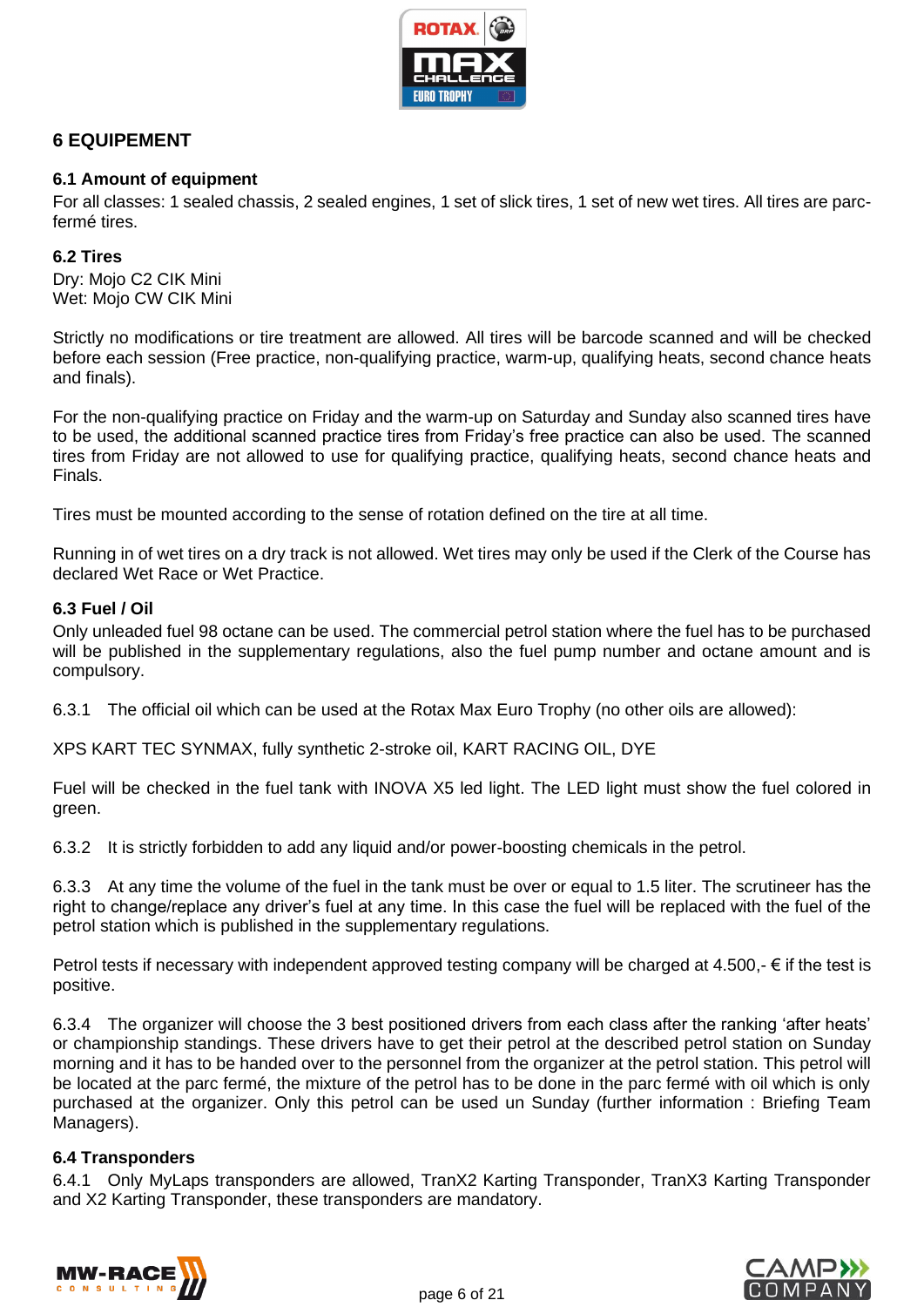## 6 EQUIPEMENT

### 6.1 Amount of equipment

For all classes: 1 sealed chassis, 2 sealed engines, 1 set of slick tires, 1 set of new wet tires. All tires are parc-fermé tires.

### 6.2 Tires

Dry: Mojo C2 CIK Mini
Wet: Mojo CW CIK Mini

Strictly no modifications or tire treatment are allowed. All tires will be barcode scanned and will be checked before each session (Free practice, non-qualifying practice, warm-up, qualifying heats, second chance heats and finals).

For the non-qualifying practice on Friday and the warm-up on Saturday and Sunday also scanned tires have to be used, the additional scanned practice tires from Friday's free practice can also be used. The scanned tires from Friday are not allowed to use for qualifying practice, qualifying heats, second chance heats and Finals.

Tires must be mounted according to the sense of rotation defined on the tire at all time.

Running in of wet tires on a dry track is not allowed. Wet tires may only be used if the Clerk of the Course has declared Wet Race or Wet Practice.

### 6.3 Fuel / Oil

Only unleaded fuel 98 octane can be used. The commercial petrol station where the fuel has to be purchased will be published in the supplementary regulations, also the fuel pump number and octane amount and is compulsory.

6.3.1 The official oil which can be used at the Rotax Max Euro Trophy (no other oils are allowed):

XPS KART TEC SYNMAX, fully synthetic 2-stroke oil, KART RACING OIL, DYE

Fuel will be checked in the fuel tank with INOVA X5 led light. The LED light must show the fuel colored in green.

6.3.2 It is strictly forbidden to add any liquid and/or power-boosting chemicals in the petrol.

6.3.3 At any time the volume of the fuel in the tank must be over or equal to 1.5 liter. The scrutineer has the right to change/replace any driver's fuel at any time. In this case the fuel will be replaced with the fuel of the petrol station which is published in the supplementary regulations.

Petrol tests if necessary with independent approved testing company will be charged at 4.500,- € if the test is positive.

6.3.4 The organizer will choose the 3 best positioned drivers from each class after the ranking 'after heats' or championship standings. These drivers have to get their petrol at the described petrol station on Sunday morning and it has to be handed over to the personnel from the organizer at the petrol station. This petrol will be located at the parc fermé, the mixture of the petrol has to be done in the parc fermé with oil which is only purchased at the organizer. Only this petrol can be used un Sunday (further information : Briefing Team Managers).

### 6.4 Transponders

6.4.1 Only MyLaps transponders are allowed, TranX2 Karting Transponder, TranX3 Karting Transponder and X2 Karting Transponder, these transponders are mandatory.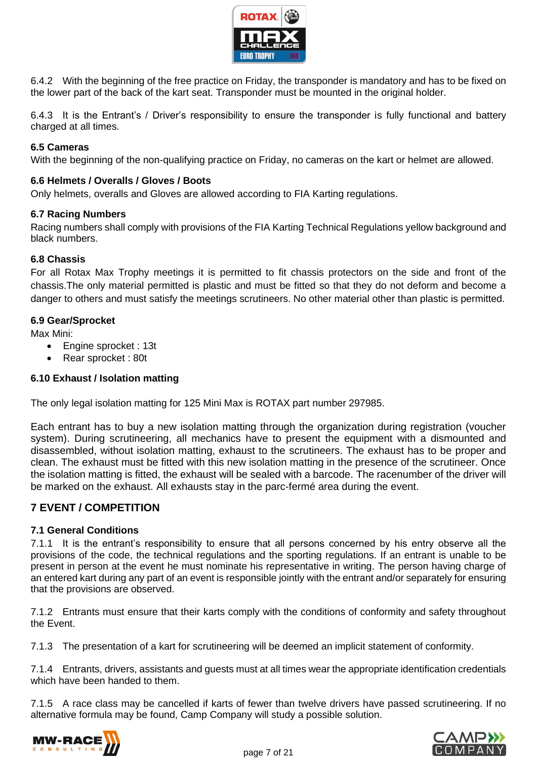6.4.2 With the beginning of the free practice on Friday, the transponder is mandatory and has to be fixed on the lower part of the back of the kart seat. Transponder must be mounted in the original holder.

6.4.3 It is the Entrant's / Driver's responsibility to ensure the transponder is fully functional and battery charged at all times.

### 6.5 Cameras

With the beginning of the non-qualifying practice on Friday, no cameras on the kart or helmet are allowed.

### 6.6 Helmets / Overalls / Gloves / Boots

Only helmets, overalls and Gloves are allowed according to FIA Karting regulations.

### 6.7 Racing Numbers

Racing numbers shall comply with provisions of the FIA Karting Technical Regulations yellow background and black numbers.

### 6.8 Chassis

For all Rotax Max Trophy meetings it is permitted to fit chassis protectors on the side and front of the chassis.The only material permitted is plastic and must be fitted so that they do not deform and become a danger to others and must satisfy the meetings scrutineers. No other material other than plastic is permitted.

### 6.9 Gear/Sprocket

Max Mini:

- Engine sprocket : 13t
- Rear sprocket : 80t

### 6.10 Exhaust / Isolation matting

The only legal isolation matting for 125 Mini Max is ROTAX part number 297985.

Each entrant has to buy a new isolation matting through the organization during registration (voucher system). During scrutineering, all mechanics have to present the equipment with a dismounted and disassembled, without isolation matting, exhaust to the scrutineers. The exhaust has to be proper and clean. The exhaust must be fitted with this new isolation matting in the presence of the scrutineer. Once the isolation matting is fitted, the exhaust will be sealed with a barcode. The racenumber of the driver will be marked on the exhaust. All exhausts stay in the parc-fermé area during the event.

## 7 EVENT / COMPETITION

### 7.1 General Conditions

7.1.1 It is the entrant's responsibility to ensure that all persons concerned by his entry observe all the provisions of the code, the technical regulations and the sporting regulations. If an entrant is unable to be present in person at the event he must nominate his representative in writing. The person having charge of an entered kart during any part of an event is responsible jointly with the entrant and/or separately for ensuring that the provisions are observed.

7.1.2 Entrants must ensure that their karts comply with the conditions of conformity and safety throughout the Event.

7.1.3 The presentation of a kart for scrutineering will be deemed an implicit statement of conformity.

7.1.4 Entrants, drivers, assistants and guests must at all times wear the appropriate identification credentials which have been handed to them.

7.1.5 A race class may be cancelled if karts of fewer than twelve drivers have passed scrutineering. If no alternative formula may be found, Camp Company will study a possible solution.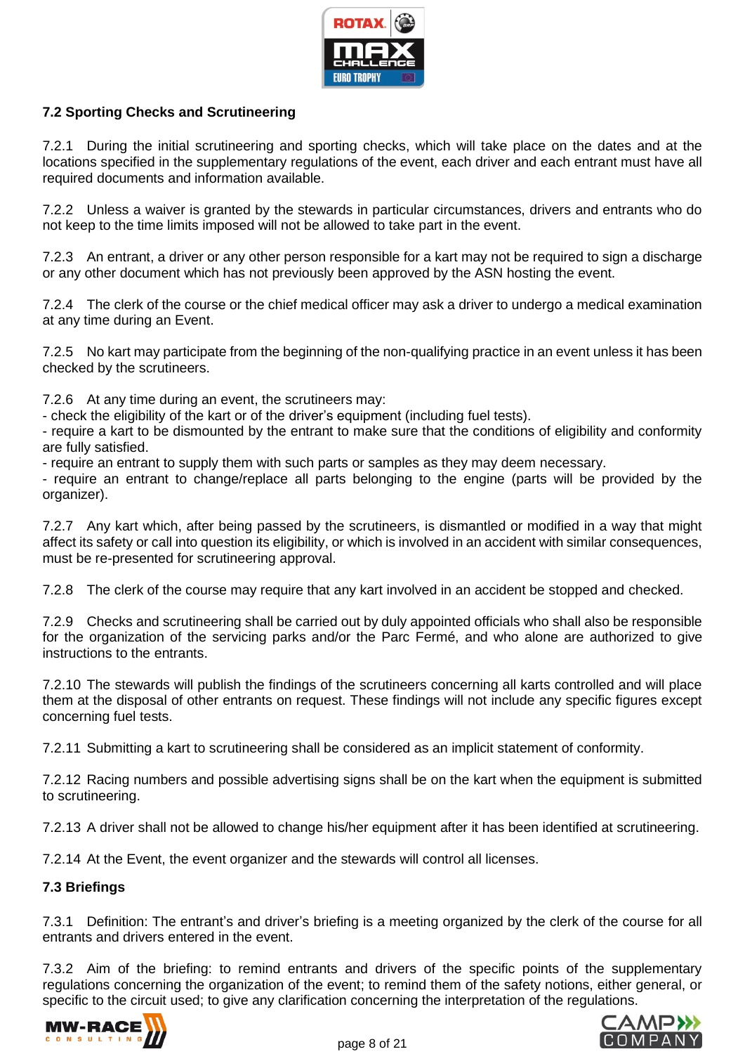### 7.2 Sporting Checks and Scrutineering

7.2.1 During the initial scrutineering and sporting checks, which will take place on the dates and at the locations specified in the supplementary regulations of the event, each driver and each entrant must have all required documents and information available.

7.2.2 Unless a waiver is granted by the stewards in particular circumstances, drivers and entrants who do not keep to the time limits imposed will not be allowed to take part in the event.

7.2.3 An entrant, a driver or any other person responsible for a kart may not be required to sign a discharge or any other document which has not previously been approved by the ASN hosting the event.

7.2.4 The clerk of the course or the chief medical officer may ask a driver to undergo a medical examination at any time during an Event.

7.2.5 No kart may participate from the beginning of the non-qualifying practice in an event unless it has been checked by the scrutineers.

7.2.6 At any time during an event, the scrutineers may:
- check the eligibility of the kart or of the driver's equipment (including fuel tests).
- require a kart to be dismounted by the entrant to make sure that the conditions of eligibility and conformity are fully satisfied.
- require an entrant to supply them with such parts or samples as they may deem necessary.
- require an entrant to change/replace all parts belonging to the engine (parts will be provided by the organizer).

7.2.7 Any kart which, after being passed by the scrutineers, is dismantled or modified in a way that might affect its safety or call into question its eligibility, or which is involved in an accident with similar consequences, must be re-presented for scrutineering approval.

7.2.8 The clerk of the course may require that any kart involved in an accident be stopped and checked.

7.2.9 Checks and scrutineering shall be carried out by duly appointed officials who shall also be responsible for the organization of the servicing parks and/or the Parc Fermé, and who alone are authorized to give instructions to the entrants.

7.2.10 The stewards will publish the findings of the scrutineers concerning all karts controlled and will place them at the disposal of other entrants on request. These findings will not include any specific figures except concerning fuel tests.

7.2.11 Submitting a kart to scrutineering shall be considered as an implicit statement of conformity.

7.2.12 Racing numbers and possible advertising signs shall be on the kart when the equipment is submitted to scrutineering.

7.2.13 A driver shall not be allowed to change his/her equipment after it has been identified at scrutineering.

7.2.14 At the Event, the event organizer and the stewards will control all licenses.

### 7.3 Briefings

7.3.1 Definition: The entrant's and driver's briefing is a meeting organized by the clerk of the course for all entrants and drivers entered in the event.

7.3.2 Aim of the briefing: to remind entrants and drivers of the specific points of the supplementary regulations concerning the organization of the event; to remind them of the safety notions, either general, or specific to the circuit used; to give any clarification concerning the interpretation of the regulations.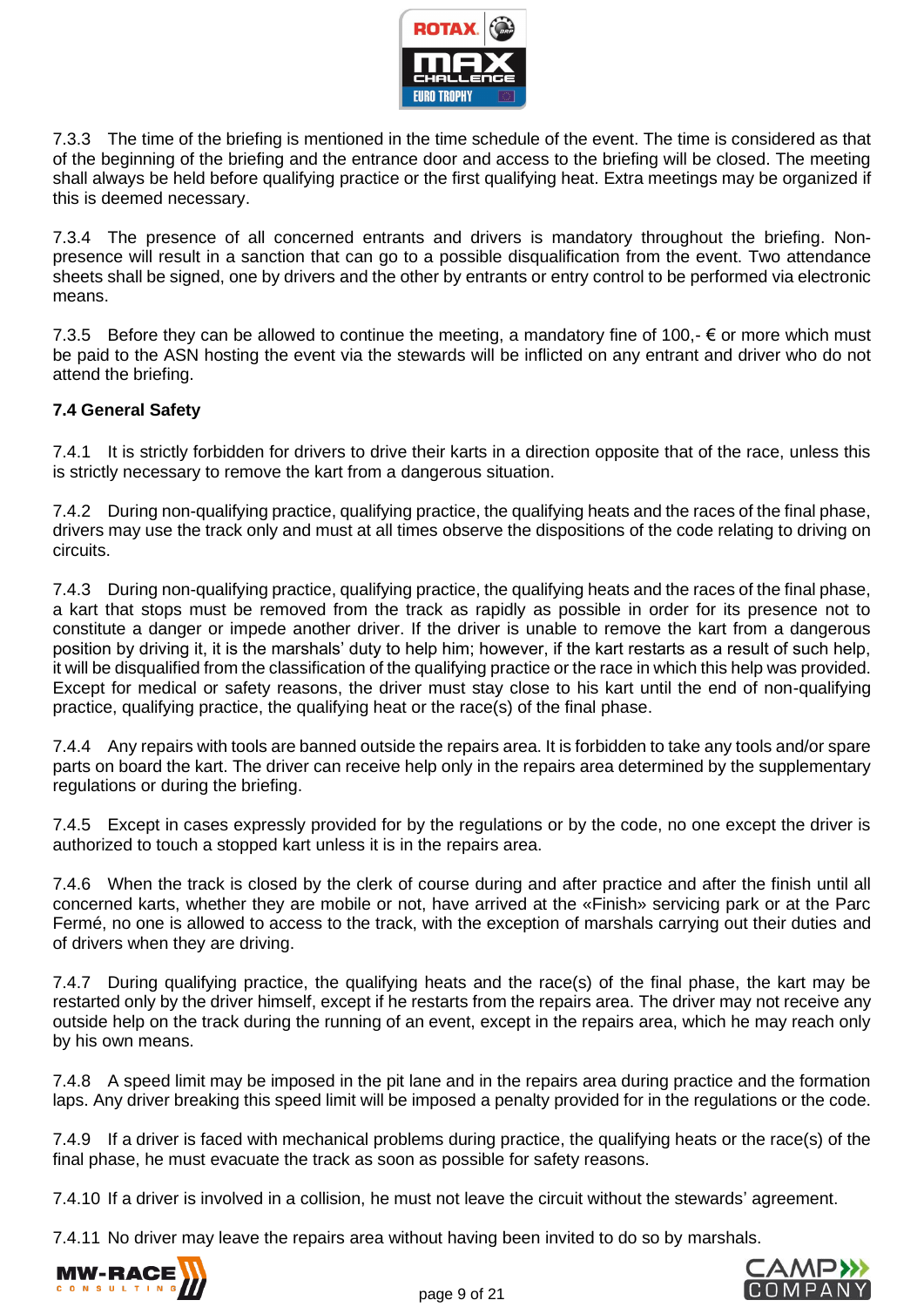7.3.3 The time of the briefing is mentioned in the time schedule of the event. The time is considered as that of the beginning of the briefing and the entrance door and access to the briefing will be closed. The meeting shall always be held before qualifying practice or the first qualifying heat. Extra meetings may be organized if this is deemed necessary.

7.3.4 The presence of all concerned entrants and drivers is mandatory throughout the briefing. Non-presence will result in a sanction that can go to a possible disqualification from the event. Two attendance sheets shall be signed, one by drivers and the other by entrants or entry control to be performed via electronic means.

7.3.5 Before they can be allowed to continue the meeting, a mandatory fine of 100,- € or more which must be paid to the ASN hosting the event via the stewards will be inflicted on any entrant and driver who do not attend the briefing.

**7.4 General Safety**

7.4.1 It is strictly forbidden for drivers to drive their karts in a direction opposite that of the race, unless this is strictly necessary to remove the kart from a dangerous situation.

7.4.2 During non-qualifying practice, qualifying practice, the qualifying heats and the races of the final phase, drivers may use the track only and must at all times observe the dispositions of the code relating to driving on circuits.

7.4.3 During non-qualifying practice, qualifying practice, the qualifying heats and the races of the final phase, a kart that stops must be removed from the track as rapidly as possible in order for its presence not to constitute a danger or impede another driver. If the driver is unable to remove the kart from a dangerous position by driving it, it is the marshals' duty to help him; however, if the kart restarts as a result of such help, it will be disqualified from the classification of the qualifying practice or the race in which this help was provided. Except for medical or safety reasons, the driver must stay close to his kart until the end of non-qualifying practice, qualifying practice, the qualifying heat or the race(s) of the final phase.

7.4.4 Any repairs with tools are banned outside the repairs area. It is forbidden to take any tools and/or spare parts on board the kart. The driver can receive help only in the repairs area determined by the supplementary regulations or during the briefing.

7.4.5 Except in cases expressly provided for by the regulations or by the code, no one except the driver is authorized to touch a stopped kart unless it is in the repairs area.

7.4.6 When the track is closed by the clerk of course during and after practice and after the finish until all concerned karts, whether they are mobile or not, have arrived at the «Finish» servicing park or at the Parc Fermé, no one is allowed to access to the track, with the exception of marshals carrying out their duties and of drivers when they are driving.

7.4.7 During qualifying practice, the qualifying heats and the race(s) of the final phase, the kart may be restarted only by the driver himself, except if he restarts from the repairs area. The driver may not receive any outside help on the track during the running of an event, except in the repairs area, which he may reach only by his own means.

7.4.8 A speed limit may be imposed in the pit lane and in the repairs area during practice and the formation laps. Any driver breaking this speed limit will be imposed a penalty provided for in the regulations or the code.

7.4.9 If a driver is faced with mechanical problems during practice, the qualifying heats or the race(s) of the final phase, he must evacuate the track as soon as possible for safety reasons.

7.4.10 If a driver is involved in a collision, he must not leave the circuit without the stewards' agreement.

7.4.11 No driver may leave the repairs area without having been invited to do so by marshals.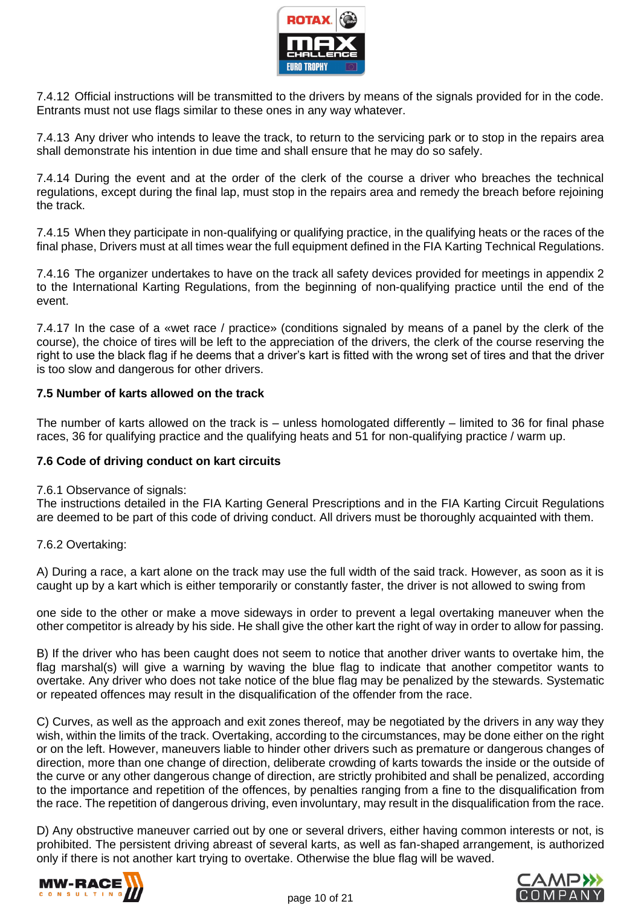7.4.12 Official instructions will be transmitted to the drivers by means of the signals provided for in the code. Entrants must not use flags similar to these ones in any way whatever.

7.4.13 Any driver who intends to leave the track, to return to the servicing park or to stop in the repairs area shall demonstrate his intention in due time and shall ensure that he may do so safely.

7.4.14 During the event and at the order of the clerk of the course a driver who breaches the technical regulations, except during the final lap, must stop in the repairs area and remedy the breach before rejoining the track.

7.4.15 When they participate in non-qualifying or qualifying practice, in the qualifying heats or the races of the final phase, Drivers must at all times wear the full equipment defined in the FIA Karting Technical Regulations.

7.4.16 The organizer undertakes to have on the track all safety devices provided for meetings in appendix 2 to the International Karting Regulations, from the beginning of non-qualifying practice until the end of the event.

7.4.17 In the case of a «wet race / practice» (conditions signaled by means of a panel by the clerk of the course), the choice of tires will be left to the appreciation of the drivers, the clerk of the course reserving the right to use the black flag if he deems that a driver's kart is fitted with the wrong set of tires and that the driver is too slow and dangerous for other drivers.

**7.5 Number of karts allowed on the track**

The number of karts allowed on the track is – unless homologated differently – limited to 36 for final phase races, 36 for qualifying practice and the qualifying heats and 51 for non-qualifying practice / warm up.

**7.6 Code of driving conduct on kart circuits**

7.6.1 Observance of signals:
The instructions detailed in the FIA Karting General Prescriptions and in the FIA Karting Circuit Regulations are deemed to be part of this code of driving conduct. All drivers must be thoroughly acquainted with them.

7.6.2 Overtaking:

A) During a race, a kart alone on the track may use the full width of the said track. However, as soon as it is caught up by a kart which is either temporarily or constantly faster, the driver is not allowed to swing from one side to the other or make a move sideways in order to prevent a legal overtaking maneuver when the other competitor is already by his side. He shall give the other kart the right of way in order to allow for passing.

B) If the driver who has been caught does not seem to notice that another driver wants to overtake him, the flag marshal(s) will give a warning by waving the blue flag to indicate that another competitor wants to overtake. Any driver who does not take notice of the blue flag may be penalized by the stewards. Systematic or repeated offences may result in the disqualification of the offender from the race.

C) Curves, as well as the approach and exit zones thereof, may be negotiated by the drivers in any way they wish, within the limits of the track. Overtaking, according to the circumstances, may be done either on the right or on the left. However, maneuvers liable to hinder other drivers such as premature or dangerous changes of direction, more than one change of direction, deliberate crowding of karts towards the inside or the outside of the curve or any other dangerous change of direction, are strictly prohibited and shall be penalized, according to the importance and repetition of the offences, by penalties ranging from a fine to the disqualification from the race. The repetition of dangerous driving, even involuntary, may result in the disqualification from the race.

D) Any obstructive maneuver carried out by one or several drivers, either having common interests or not, is prohibited. The persistent driving abreast of several karts, as well as fan-shaped arrangement, is authorized only if there is not another kart trying to overtake. Otherwise the blue flag will be waved.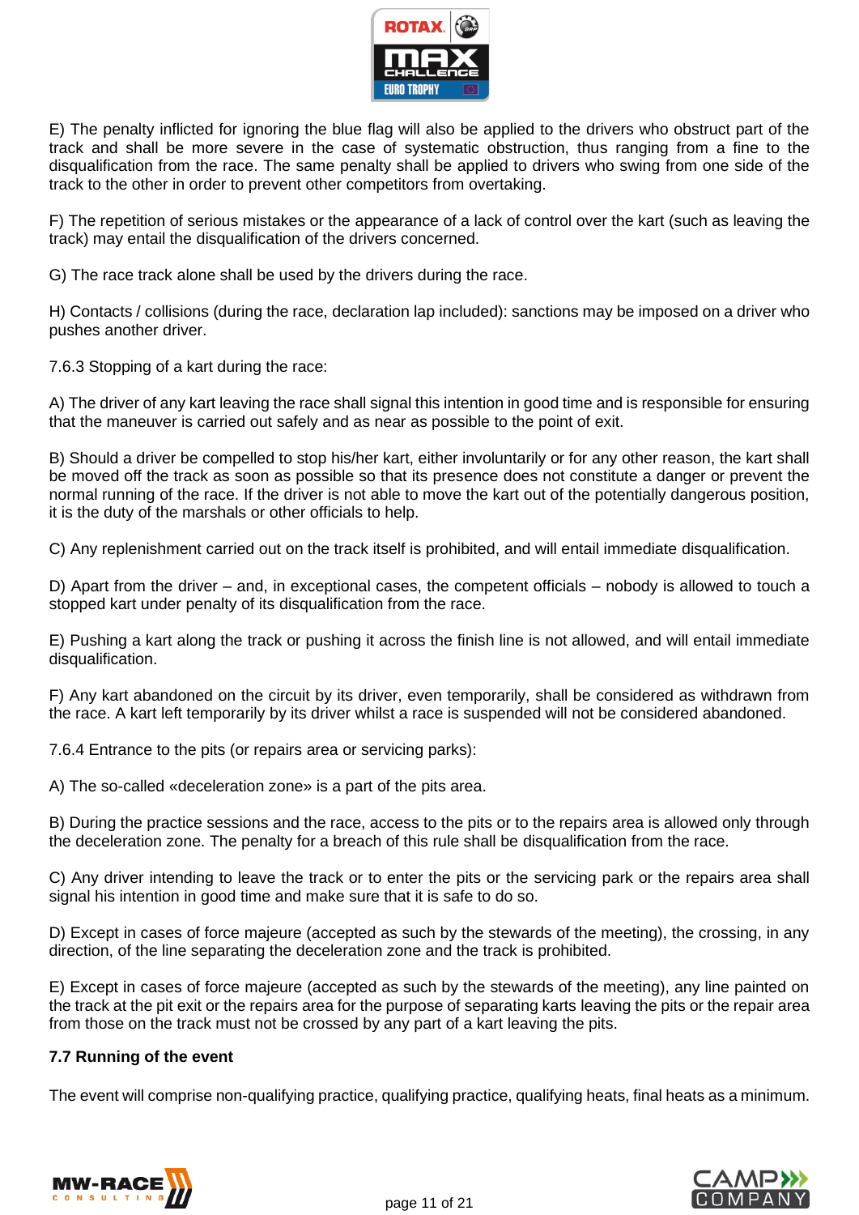E) The penalty inflicted for ignoring the blue flag will also be applied to the drivers who obstruct part of the track and shall be more severe in the case of systematic obstruction, thus ranging from a fine to the disqualification from the race. The same penalty shall be applied to drivers who swing from one side of the track to the other in order to prevent other competitors from overtaking.

F) The repetition of serious mistakes or the appearance of a lack of control over the kart (such as leaving the track) may entail the disqualification of the drivers concerned.

G) The race track alone shall be used by the drivers during the race.

H) Contacts / collisions (during the race, declaration lap included): sanctions may be imposed on a driver who pushes another driver.

7.6.3 Stopping of a kart during the race:

A) The driver of any kart leaving the race shall signal this intention in good time and is responsible for ensuring that the maneuver is carried out safely and as near as possible to the point of exit.

B) Should a driver be compelled to stop his/her kart, either involuntarily or for any other reason, the kart shall be moved off the track as soon as possible so that its presence does not constitute a danger or prevent the normal running of the race. If the driver is not able to move the kart out of the potentially dangerous position, it is the duty of the marshals or other officials to help.

C) Any replenishment carried out on the track itself is prohibited, and will entail immediate disqualification.

D) Apart from the driver – and, in exceptional cases, the competent officials – nobody is allowed to touch a stopped kart under penalty of its disqualification from the race.

E) Pushing a kart along the track or pushing it across the finish line is not allowed, and will entail immediate disqualification.

F) Any kart abandoned on the circuit by its driver, even temporarily, shall be considered as withdrawn from the race. A kart left temporarily by its driver whilst a race is suspended will not be considered abandoned.

7.6.4 Entrance to the pits (or repairs area or servicing parks):

A) The so-called «deceleration zone» is a part of the pits area.

B) During the practice sessions and the race, access to the pits or to the repairs area is allowed only through the deceleration zone. The penalty for a breach of this rule shall be disqualification from the race.

C) Any driver intending to leave the track or to enter the pits or the servicing park or the repairs area shall signal his intention in good time and make sure that it is safe to do so.

D) Except in cases of force majeure (accepted as such by the stewards of the meeting), the crossing, in any direction, of the line separating the deceleration zone and the track is prohibited.

E) Except in cases of force majeure (accepted as such by the stewards of the meeting), any line painted on the track at the pit exit or the repairs area for the purpose of separating karts leaving the pits or the repair area from those on the track must not be crossed by any part of a kart leaving the pits.

**7.7 Running of the event**

The event will comprise non-qualifying practice, qualifying practice, qualifying heats, final heats as a minimum.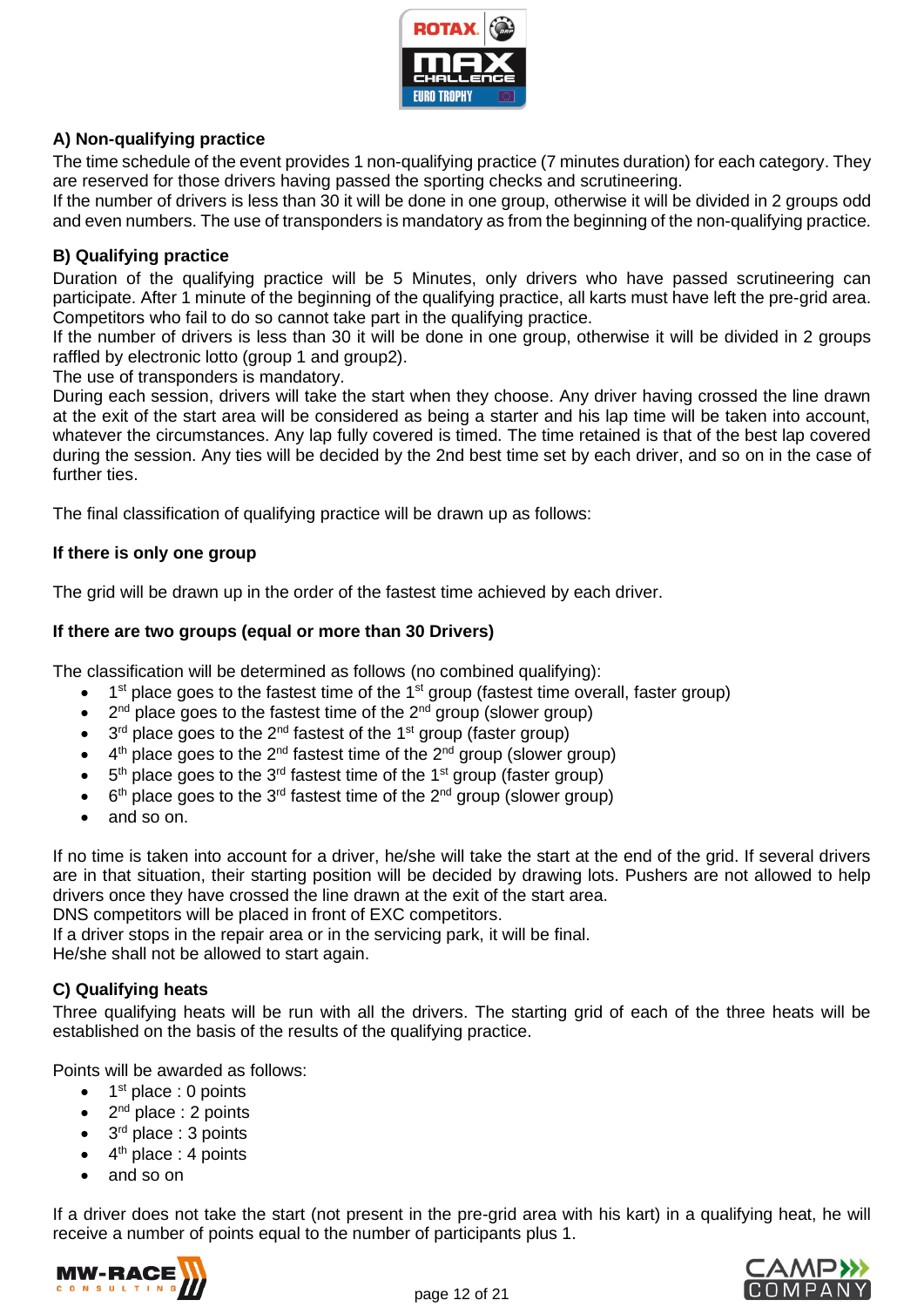### A) Non-qualifying practice

The time schedule of the event provides 1 non-qualifying practice (7 minutes duration) for each category. They are reserved for those drivers having passed the sporting checks and scrutineering.
If the number of drivers is less than 30 it will be done in one group, otherwise it will be divided in 2 groups odd and even numbers. The use of transponders is mandatory as from the beginning of the non-qualifying practice.

### B) Qualifying practice

Duration of the qualifying practice will be 5 Minutes, only drivers who have passed scrutineering can participate. After 1 minute of the beginning of the qualifying practice, all karts must have left the pre-grid area. Competitors who fail to do so cannot take part in the qualifying practice.
If the number of drivers is less than 30 it will be done in one group, otherwise it will be divided in 2 groups raffled by electronic lotto (group 1 and group2).
The use of transponders is mandatory.
During each session, drivers will take the start when they choose. Any driver having crossed the line drawn at the exit of the start area will be considered as being a starter and his lap time will be taken into account, whatever the circumstances. Any lap fully covered is timed. The time retained is that of the best lap covered during the session. Any ties will be decided by the 2nd best time set by each driver, and so on in the case of further ties.

The final classification of qualifying practice will be drawn up as follows:

**If there is only one group**

The grid will be drawn up in the order of the fastest time achieved by each driver.

**If there are two groups (equal or more than 30 Drivers)**

The classification will be determined as follows (no combined qualifying):

- 1st place goes to the fastest time of the 1st group (fastest time overall, faster group)
- 2nd place goes to the fastest time of the 2nd group (slower group)
- 3rd place goes to the 2nd fastest of the 1st group (faster group)
- 4th place goes to the 2nd fastest time of the 2nd group (slower group)
- 5th place goes to the 3rd fastest time of the 1st group (faster group)
- 6th place goes to the 3rd fastest time of the 2nd group (slower group)
- and so on.

If no time is taken into account for a driver, he/she will take the start at the end of the grid. If several drivers are in that situation, their starting position will be decided by drawing lots. Pushers are not allowed to help drivers once they have crossed the line drawn at the exit of the start area.
DNS competitors will be placed in front of EXC competitors.
If a driver stops in the repair area or in the servicing park, it will be final.
He/She shall not be allowed to start again.

### C) Qualifying heats

Three qualifying heats will be run with all the drivers. The starting grid of each of the three heats will be established on the basis of the results of the qualifying practice.

Points will be awarded as follows:

- 1st place : 0 points
- 2nd place : 2 points
- 3rd place : 3 points
- 4th place : 4 points
- and so on

If a driver does not take the start (not present in the pre-grid area with his kart) in a qualifying heat, he will receive a number of points equal to the number of participants plus 1.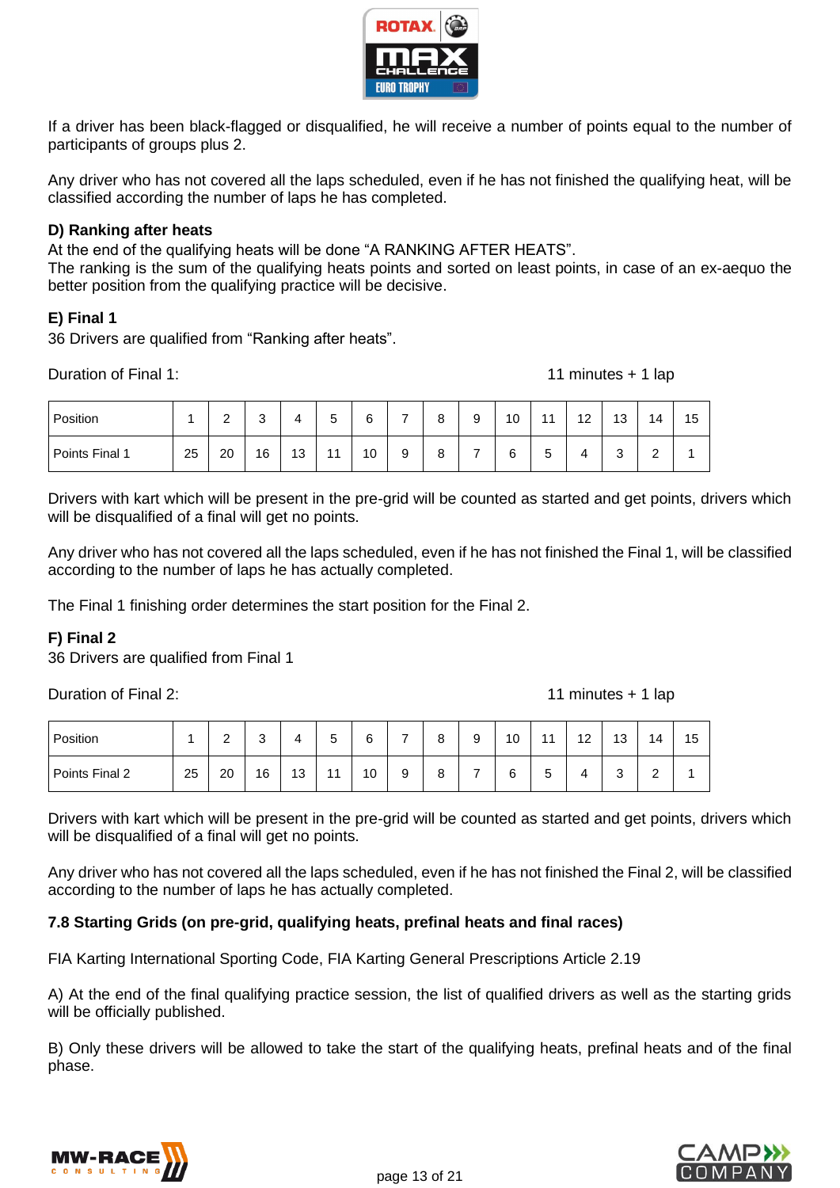If a driver has been black-flagged or disqualified, he will receive a number of points equal to the number of participants of groups plus 2.

Any driver who has not covered all the laps scheduled, even if he has not finished the qualifying heat, will be classified according the number of laps he has completed.

**D) Ranking after heats**

At the end of the qualifying heats will be done "A RANKING AFTER HEATS".
The ranking is the sum of the qualifying heats points and sorted on least points, in case of an ex-aequo the better position from the qualifying practice will be decisive.

**E) Final 1**

36 Drivers are qualified from "Ranking after heats".

Duration of Final 1: 11 minutes + 1 lap

| Position | 1 | 2 | 3 | 4 | 5 | 6 | 7 | 8 | 9 | 10 | 11 | 12 | 13 | 14 | 15 |
|---|---|---|---|---|---|---|---|---|---|---|---|---|---|---|---|
| Points Final 1 | 25 | 20 | 16 | 13 | 11 | 10 | 9 | 8 | 7 | 6 | 5 | 4 | 3 | 2 | 1 |

Drivers with kart which will be present in the pre-grid will be counted as started and get points, drivers which will be disqualified of a final will get no points.

Any driver who has not covered all the laps scheduled, even if he has not finished the Final 1, will be classified according to the number of laps he has actually completed.

The Final 1 finishing order determines the start position for the Final 2.

**F) Final 2**

36 Drivers are qualified from Final 1

Duration of Final 2: 11 minutes + 1 lap

| Position | 1 | 2 | 3 | 4 | 5 | 6 | 7 | 8 | 9 | 10 | 11 | 12 | 13 | 14 | 15 |
|---|---|---|---|---|---|---|---|---|---|---|---|---|---|---|---|
| Points Final 2 | 25 | 20 | 16 | 13 | 11 | 10 | 9 | 8 | 7 | 6 | 5 | 4 | 3 | 2 | 1 |

Drivers with kart which will be present in the pre-grid will be counted as started and get points, drivers which will be disqualified of a final will get no points.

Any driver who has not covered all the laps scheduled, even if he has not finished the Final 2, will be classified according to the number of laps he has actually completed.

**7.8 Starting Grids (on pre-grid, qualifying heats, prefinal heats and final races)**

FIA Karting International Sporting Code, FIA Karting General Prescriptions Article 2.19

A) At the end of the final qualifying practice session, the list of qualified drivers as well as the starting grids will be officially published.

B) Only these drivers will be allowed to take the start of the qualifying heats, prefinal heats and of the final phase.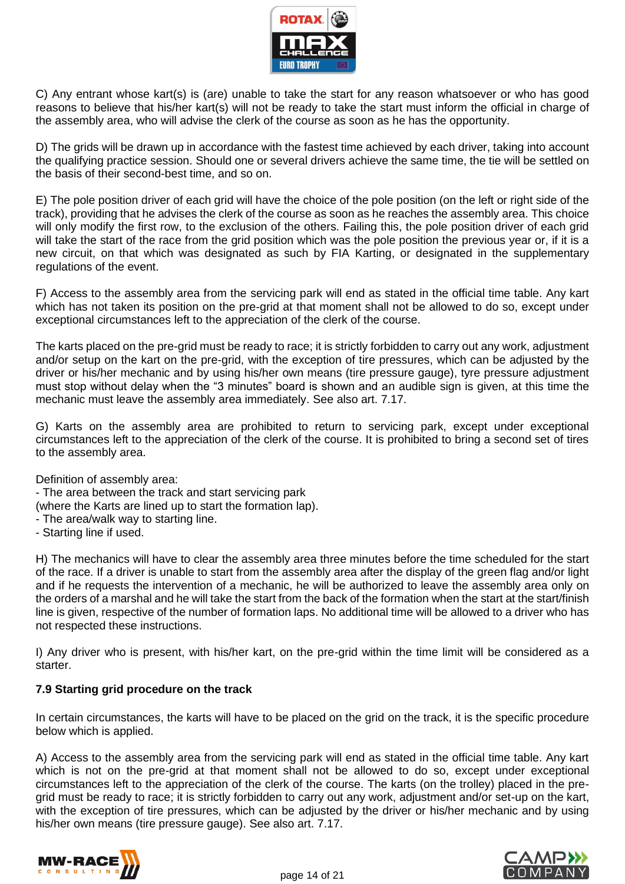C) Any entrant whose kart(s) is (are) unable to take the start for any reason whatsoever or who has good reasons to believe that his/her kart(s) will not be ready to take the start must inform the official in charge of the assembly area, who will advise the clerk of the course as soon as he has the opportunity.

D) The grids will be drawn up in accordance with the fastest time achieved by each driver, taking into account the qualifying practice session. Should one or several drivers achieve the same time, the tie will be settled on the basis of their second-best time, and so on.

E) The pole position driver of each grid will have the choice of the pole position (on the left or right side of the track), providing that he advises the clerk of the course as soon as he reaches the assembly area. This choice will only modify the first row, to the exclusion of the others. Failing this, the pole position driver of each grid will take the start of the race from the grid position which was the pole position the previous year or, if it is a new circuit, on that which was designated as such by FIA Karting, or designated in the supplementary regulations of the event.

F) Access to the assembly area from the servicing park will end as stated in the official time table. Any kart which has not taken its position on the pre-grid at that moment shall not be allowed to do so, except under exceptional circumstances left to the appreciation of the clerk of the course.

The karts placed on the pre-grid must be ready to race; it is strictly forbidden to carry out any work, adjustment and/or setup on the kart on the pre-grid, with the exception of tire pressures, which can be adjusted by the driver or his/her mechanic and by using his/her own means (tire pressure gauge), tyre pressure adjustment must stop without delay when the "3 minutes" board is shown and an audible sign is given, at this time the mechanic must leave the assembly area immediately. See also art. 7.17.

G) Karts on the assembly area are prohibited to return to servicing park, except under exceptional circumstances left to the appreciation of the clerk of the course. It is prohibited to bring a second set of tires to the assembly area.

Definition of assembly area:
- The area between the track and start servicing park
(where the Karts are lined up to start the formation lap).
- The area/walk way to starting line.
- Starting line if used.

H) The mechanics will have to clear the assembly area three minutes before the time scheduled for the start of the race. If a driver is unable to start from the assembly area after the display of the green flag and/or light and if he requests the intervention of a mechanic, he will be authorized to leave the assembly area only on the orders of a marshal and he will take the start from the back of the formation when the start at the start/finish line is given, respective of the number of formation laps. No additional time will be allowed to a driver who has not respected these instructions.

I) Any driver who is present, with his/her kart, on the pre-grid within the time limit will be considered as a starter.

**7.9 Starting grid procedure on the track**

In certain circumstances, the karts will have to be placed on the grid on the track, it is the specific procedure below which is applied.

A) Access to the assembly area from the servicing park will end as stated in the official time table. Any kart which is not on the pre-grid at that moment shall not be allowed to do so, except under exceptional circumstances left to the appreciation of the clerk of the course. The karts (on the trolley) placed in the pre-grid must be ready to race; it is strictly forbidden to carry out any work, adjustment and/or set-up on the kart, with the exception of tire pressures, which can be adjusted by the driver or his/her mechanic and by using his/her own means (tire pressure gauge). See also art. 7.17.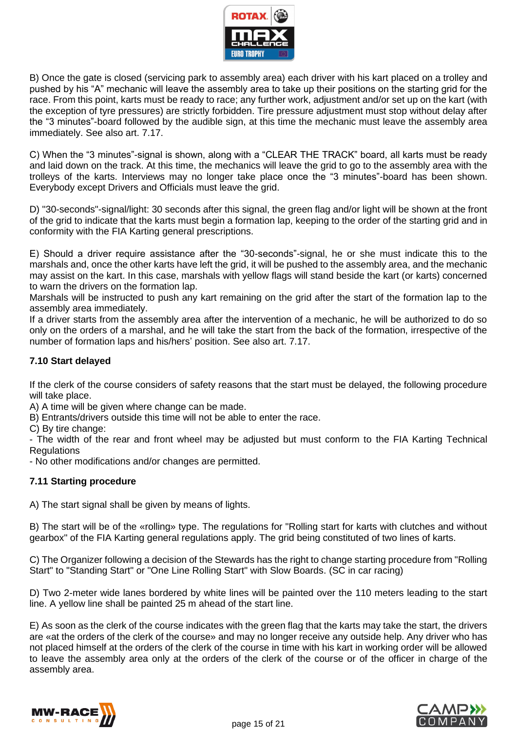B) Once the gate is closed (servicing park to assembly area) each driver with his kart placed on a trolley and pushed by his “A” mechanic will leave the assembly area to take up their positions on the starting grid for the race. From this point, karts must be ready to race; any further work, adjustment and/or set up on the kart (with the exception of tyre pressures) are strictly forbidden. Tire pressure adjustment must stop without delay after the “3 minutes”-board followed by the audible sign, at this time the mechanic must leave the assembly area immediately. See also art. 7.17.

C) When the “3 minutes”-signal is shown, along with a “CLEAR THE TRACK” board, all karts must be ready and laid down on the track. At this time, the mechanics will leave the grid to go to the assembly area with the trolleys of the karts. Interviews may no longer take place once the “3 minutes”-board has been shown. Everybody except Drivers and Officials must leave the grid.

D) "30-seconds"-signal/light: 30 seconds after this signal, the green flag and/or light will be shown at the front of the grid to indicate that the karts must begin a formation lap, keeping to the order of the starting grid and in conformity with the FIA Karting general prescriptions.

E) Should a driver require assistance after the “30-seconds”-signal, he or she must indicate this to the marshals and, once the other karts have left the grid, it will be pushed to the assembly area, and the mechanic may assist on the kart. In this case, marshals with yellow flags will stand beside the kart (or karts) concerned to warn the drivers on the formation lap.
Marshals will be instructed to push any kart remaining on the grid after the start of the formation lap to the assembly area immediately.
If a driver starts from the assembly area after the intervention of a mechanic, he will be authorized to do so only on the orders of a marshal, and he will take the start from the back of the formation, irrespective of the number of formation laps and his/hers’ position. See also art. 7.17.

### 7.10 Start delayed

If the clerk of the course considers of safety reasons that the start must be delayed, the following procedure will take place.
A) A time will be given where change can be made.
B) Entrants/drivers outside this time will not be able to enter the race.
C) By tire change:
- The width of the rear and front wheel may be adjusted but must conform to the FIA Karting Technical Regulations
- No other modifications and/or changes are permitted.

### 7.11 Starting procedure

A) The start signal shall be given by means of lights.

B) The start will be of the «rolling» type. The regulations for "Rolling start for karts with clutches and without gearbox" of the FIA Karting general regulations apply. The grid being constituted of two lines of karts.

C) The Organizer following a decision of the Stewards has the right to change starting procedure from "Rolling Start" to "Standing Start" or "One Line Rolling Start" with Slow Boards. (SC in car racing)

D) Two 2-meter wide lanes bordered by white lines will be painted over the 110 meters leading to the start line. A yellow line shall be painted 25 m ahead of the start line.

E) As soon as the clerk of the course indicates with the green flag that the karts may take the start, the drivers are «at the orders of the clerk of the course» and may no longer receive any outside help. Any driver who has not placed himself at the orders of the clerk of the course in time with his kart in working order will be allowed to leave the assembly area only at the orders of the clerk of the course or of the officer in charge of the assembly area.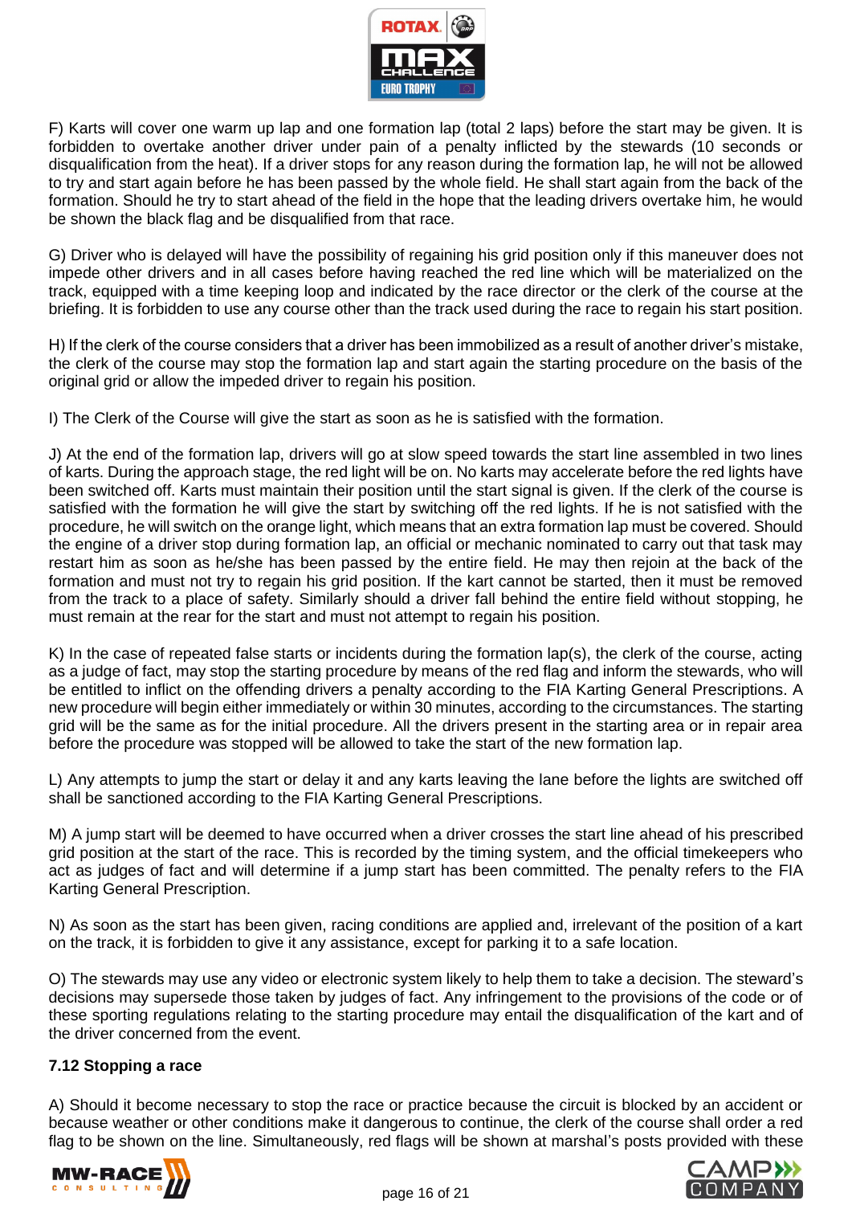F) Karts will cover one warm up lap and one formation lap (total 2 laps) before the start may be given. It is forbidden to overtake another driver under pain of a penalty inflicted by the stewards (10 seconds or disqualification from the heat). If a driver stops for any reason during the formation lap, he will not be allowed to try and start again before he has been passed by the whole field. He shall start again from the back of the formation. Should he try to start ahead of the field in the hope that the leading drivers overtake him, he would be shown the black flag and be disqualified from that race.

G) Driver who is delayed will have the possibility of regaining his grid position only if this maneuver does not impede other drivers and in all cases before having reached the red line which will be materialized on the track, equipped with a time keeping loop and indicated by the race director or the clerk of the course at the briefing. It is forbidden to use any course other than the track used during the race to regain his start position.

H) If the clerk of the course considers that a driver has been immobilized as a result of another driver's mistake, the clerk of the course may stop the formation lap and start again the starting procedure on the basis of the original grid or allow the impeded driver to regain his position.

I) The Clerk of the Course will give the start as soon as he is satisfied with the formation.

J) At the end of the formation lap, drivers will go at slow speed towards the start line assembled in two lines of karts. During the approach stage, the red light will be on. No karts may accelerate before the red lights have been switched off. Karts must maintain their position until the start signal is given. If the clerk of the course is satisfied with the formation he will give the start by switching off the red lights. If he is not satisfied with the procedure, he will switch on the orange light, which means that an extra formation lap must be covered. Should the engine of a driver stop during formation lap, an official or mechanic nominated to carry out that task may restart him as soon as he/she has been passed by the entire field. He may then rejoin at the back of the formation and must not try to regain his grid position. If the kart cannot be started, then it must be removed from the track to a place of safety. Similarly should a driver fall behind the entire field without stopping, he must remain at the rear for the start and must not attempt to regain his position.

K) In the case of repeated false starts or incidents during the formation lap(s), the clerk of the course, acting as a judge of fact, may stop the starting procedure by means of the red flag and inform the stewards, who will be entitled to inflict on the offending drivers a penalty according to the FIA Karting General Prescriptions. A new procedure will begin either immediately or within 30 minutes, according to the circumstances. The starting grid will be the same as for the initial procedure. All the drivers present in the starting area or in repair area before the procedure was stopped will be allowed to take the start of the new formation lap.

L) Any attempts to jump the start or delay it and any karts leaving the lane before the lights are switched off shall be sanctioned according to the FIA Karting General Prescriptions.

M) A jump start will be deemed to have occurred when a driver crosses the start line ahead of his prescribed grid position at the start of the race. This is recorded by the timing system, and the official timekeepers who act as judges of fact and will determine if a jump start has been committed. The penalty refers to the FIA Karting General Prescription.

N) As soon as the start has been given, racing conditions are applied and, irrelevant of the position of a kart on the track, it is forbidden to give it any assistance, except for parking it to a safe location.

O) The stewards may use any video or electronic system likely to help them to take a decision. The steward's decisions may supersede those taken by judges of fact. Any infringement to the provisions of the code or of these sporting regulations relating to the starting procedure may entail the disqualification of the kart and of the driver concerned from the event.

### 7.12 Stopping a race

A) Should it become necessary to stop the race or practice because the circuit is blocked by an accident or because weather or other conditions make it dangerous to continue, the clerk of the course shall order a red flag to be shown on the line. Simultaneously, red flags will be shown at marshal's posts provided with these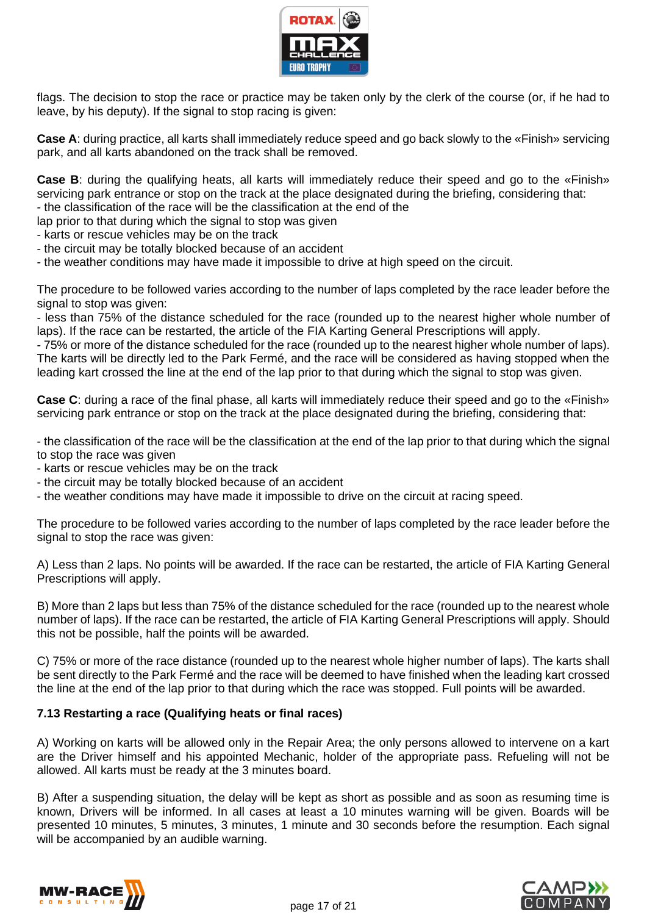flags. The decision to stop the race or practice may be taken only by the clerk of the course (or, if he had to leave, by his deputy). If the signal to stop racing is given:

**Case A**: during practice, all karts shall immediately reduce speed and go back slowly to the «Finish» servicing park, and all karts abandoned on the track shall be removed.

**Case B**: during the qualifying heats, all karts will immediately reduce their speed and go to the «Finish» servicing park entrance or stop on the track at the place designated during the briefing, considering that:
- the classification of the race will be the classification at the end of the
lap prior to that during which the signal to stop was given
- karts or rescue vehicles may be on the track
- the circuit may be totally blocked because of an accident
- the weather conditions may have made it impossible to drive at high speed on the circuit.

The procedure to be followed varies according to the number of laps completed by the race leader before the signal to stop was given:
- less than 75% of the distance scheduled for the race (rounded up to the nearest higher whole number of laps). If the race can be restarted, the article of the FIA Karting General Prescriptions will apply.
- 75% or more of the distance scheduled for the race (rounded up to the nearest higher whole number of laps). The karts will be directly led to the Park Fermé, and the race will be considered as having stopped when the leading kart crossed the line at the end of the lap prior to that during which the signal to stop was given.

**Case C**: during a race of the final phase, all karts will immediately reduce their speed and go to the «Finish» servicing park entrance or stop on the track at the place designated during the briefing, considering that:

- the classification of the race will be the classification at the end of the lap prior to that during which the signal to stop the race was given
- karts or rescue vehicles may be on the track
- the circuit may be totally blocked because of an accident
- the weather conditions may have made it impossible to drive on the circuit at racing speed.

The procedure to be followed varies according to the number of laps completed by the race leader before the signal to stop the race was given:

A) Less than 2 laps. No points will be awarded. If the race can be restarted, the article of FIA Karting General Prescriptions will apply.

B) More than 2 laps but less than 75% of the distance scheduled for the race (rounded up to the nearest whole number of laps). If the race can be restarted, the article of FIA Karting General Prescriptions will apply. Should this not be possible, half the points will be awarded.

C) 75% or more of the race distance (rounded up to the nearest whole higher number of laps). The karts shall be sent directly to the Park Fermé and the race will be deemed to have finished when the leading kart crossed the line at the end of the lap prior to that during which the race was stopped. Full points will be awarded.

### 7.13 Restarting a race (Qualifying heats or final races)

A) Working on karts will be allowed only in the Repair Area; the only persons allowed to intervene on a kart are the Driver himself and his appointed Mechanic, holder of the appropriate pass. Refueling will not be allowed. All karts must be ready at the 3 minutes board.

B) After a suspending situation, the delay will be kept as short as possible and as soon as resuming time is known, Drivers will be informed. In all cases at least a 10 minutes warning will be given. Boards will be presented 10 minutes, 5 minutes, 3 minutes, 1 minute and 30 seconds before the resumption. Each signal will be accompanied by an audible warning.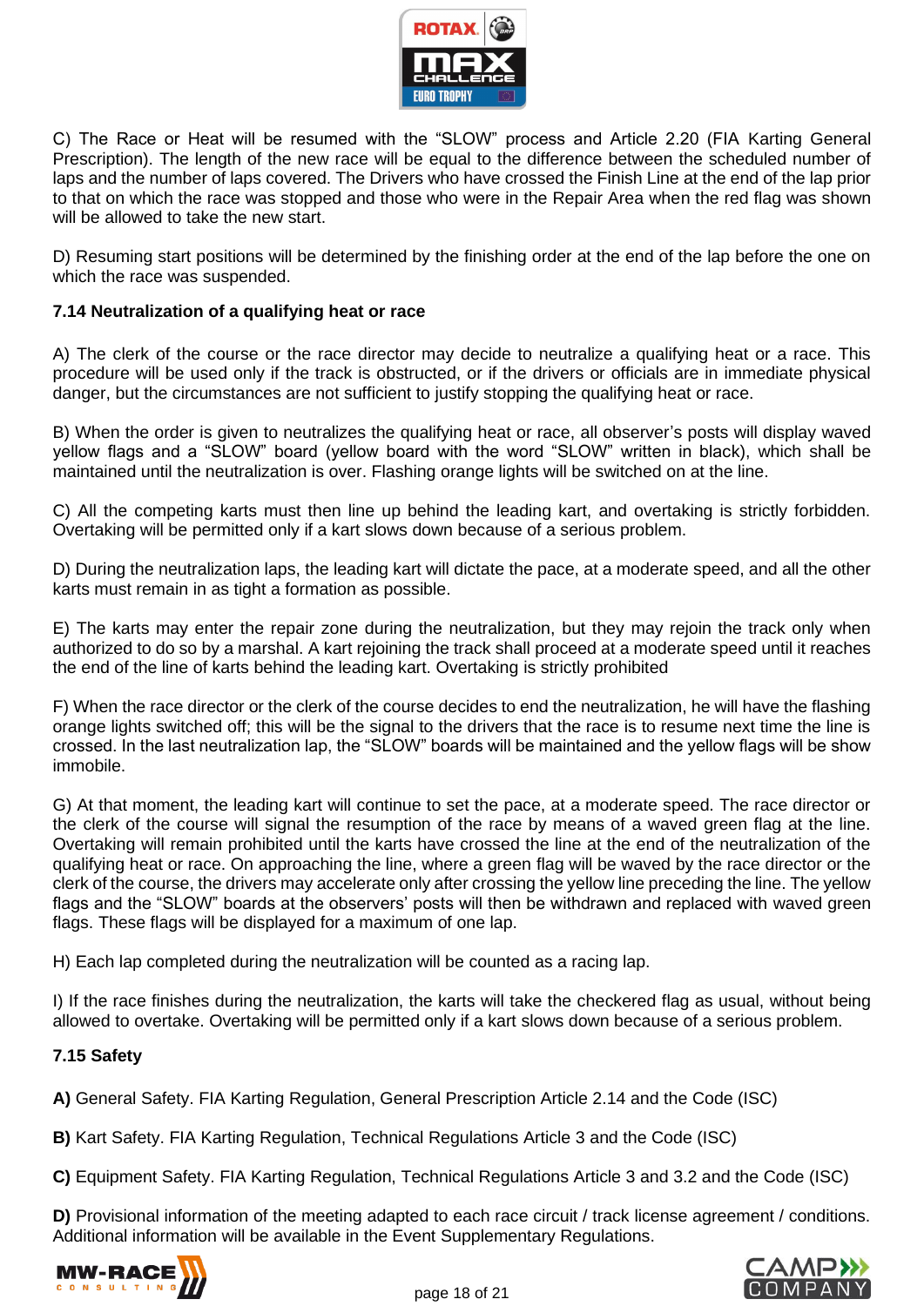C) The Race or Heat will be resumed with the "SLOW" process and Article 2.20 (FIA Karting General Prescription). The length of the new race will be equal to the difference between the scheduled number of laps and the number of laps covered. The Drivers who have crossed the Finish Line at the end of the lap prior to that on which the race was stopped and those who were in the Repair Area when the red flag was shown will be allowed to take the new start.

D) Resuming start positions will be determined by the finishing order at the end of the lap before the one on which the race was suspended.

### 7.14 Neutralization of a qualifying heat or race

A) The clerk of the course or the race director may decide to neutralize a qualifying heat or a race. This procedure will be used only if the track is obstructed, or if the drivers or officials are in immediate physical danger, but the circumstances are not sufficient to justify stopping the qualifying heat or race.

B) When the order is given to neutralizes the qualifying heat or race, all observer's posts will display waved yellow flags and a "SLOW" board (yellow board with the word "SLOW" written in black), which shall be maintained until the neutralization is over. Flashing orange lights will be switched on at the line.

C) All the competing karts must then line up behind the leading kart, and overtaking is strictly forbidden. Overtaking will be permitted only if a kart slows down because of a serious problem.

D) During the neutralization laps, the leading kart will dictate the pace, at a moderate speed, and all the other karts must remain in as tight a formation as possible.

E) The karts may enter the repair zone during the neutralization, but they may rejoin the track only when authorized to do so by a marshal. A kart rejoining the track shall proceed at a moderate speed until it reaches the end of the line of karts behind the leading kart. Overtaking is strictly prohibited

F) When the race director or the clerk of the course decides to end the neutralization, he will have the flashing orange lights switched off; this will be the signal to the drivers that the race is to resume next time the line is crossed. In the last neutralization lap, the "SLOW" boards will be maintained and the yellow flags will be show immobile.

G) At that moment, the leading kart will continue to set the pace, at a moderate speed. The race director or the clerk of the course will signal the resumption of the race by means of a waved green flag at the line. Overtaking will remain prohibited until the karts have crossed the line at the end of the neutralization of the qualifying heat or race. On approaching the line, where a green flag will be waved by the race director or the clerk of the course, the drivers may accelerate only after crossing the yellow line preceding the line. The yellow flags and the "SLOW" boards at the observers' posts will then be withdrawn and replaced with waved green flags. These flags will be displayed for a maximum of one lap.

H) Each lap completed during the neutralization will be counted as a racing lap.

I) If the race finishes during the neutralization, the karts will take the checkered flag as usual, without being allowed to overtake. Overtaking will be permitted only if a kart slows down because of a serious problem.

### 7.15 Safety

**A)** General Safety. FIA Karting Regulation, General Prescription Article 2.14 and the Code (ISC)

**B)** Kart Safety. FIA Karting Regulation, Technical Regulations Article 3 and the Code (ISC)

**C)** Equipment Safety. FIA Karting Regulation, Technical Regulations Article 3 and 3.2 and the Code (ISC)

**D)** Provisional information of the meeting adapted to each race circuit / track license agreement / conditions. Additional information will be available in the Event Supplementary Regulations.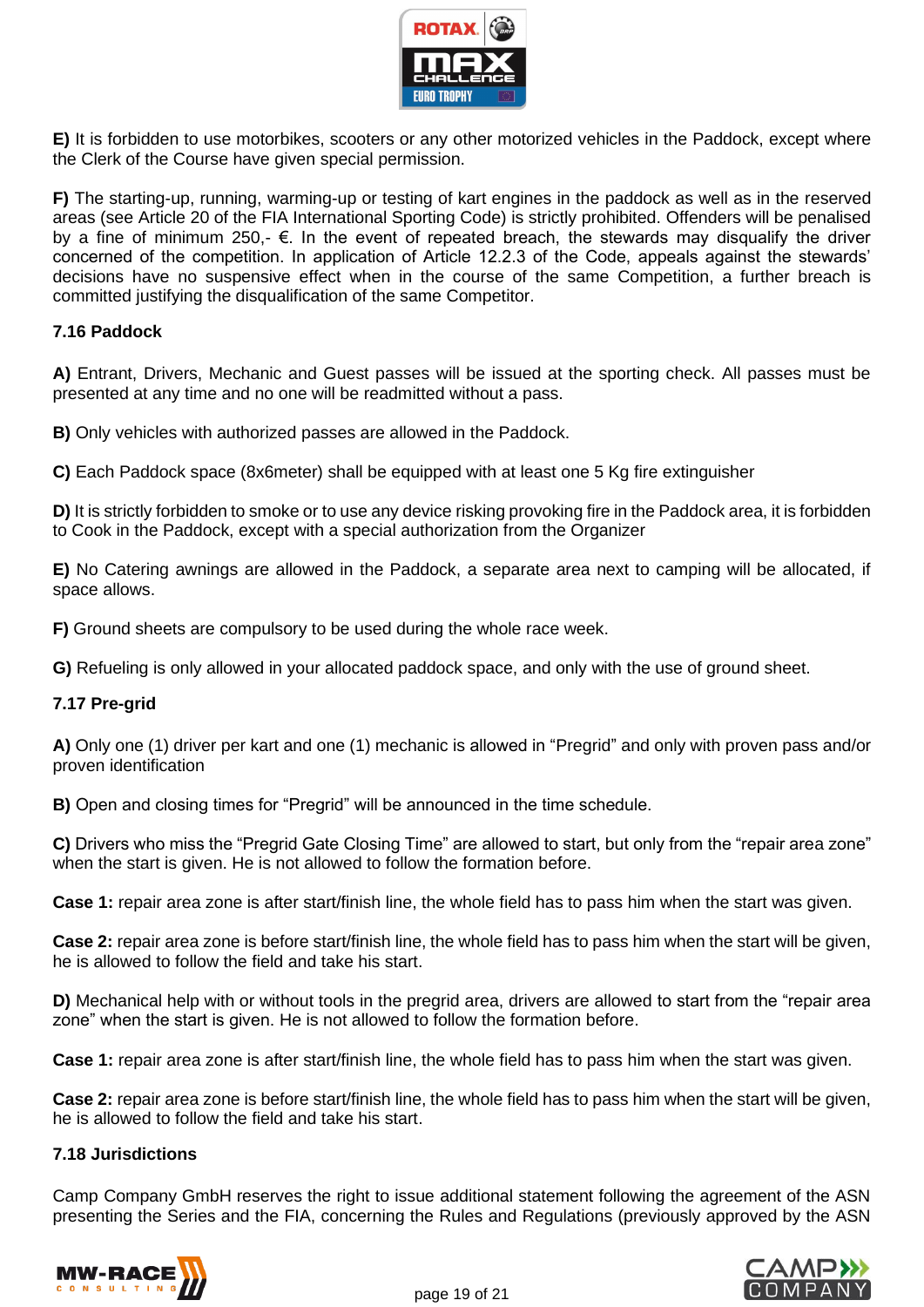**E)** It is forbidden to use motorbikes, scooters or any other motorized vehicles in the Paddock, except where the Clerk of the Course have given special permission.

**F)** The starting-up, running, warming-up or testing of kart engines in the paddock as well as in the reserved areas (see Article 20 of the FIA International Sporting Code) is strictly prohibited. Offenders will be penalised by a fine of minimum 250,- €. In the event of repeated breach, the stewards may disqualify the driver concerned of the competition. In application of Article 12.2.3 of the Code, appeals against the stewards' decisions have no suspensive effect when in the course of the same Competition, a further breach is committed justifying the disqualification of the same Competitor.

### 7.16 Paddock

**A)** Entrant, Drivers, Mechanic and Guest passes will be issued at the sporting check. All passes must be presented at any time and no one will be readmitted without a pass.

**B)** Only vehicles with authorized passes are allowed in the Paddock.

**C)** Each Paddock space (8x6meter) shall be equipped with at least one 5 Kg fire extinguisher

**D)** It is strictly forbidden to smoke or to use any device risking provoking fire in the Paddock area, it is forbidden to Cook in the Paddock, except with a special authorization from the Organizer

**E)** No Catering awnings are allowed in the Paddock, a separate area next to camping will be allocated, if space allows.

**F)** Ground sheets are compulsory to be used during the whole race week.

**G)** Refueling is only allowed in your allocated paddock space, and only with the use of ground sheet.

### 7.17 Pre-grid

**A)** Only one (1) driver per kart and one (1) mechanic is allowed in "Pregrid" and only with proven pass and/or proven identification

**B)** Open and closing times for "Pregrid" will be announced in the time schedule.

**C)** Drivers who miss the "Pregrid Gate Closing Time" are allowed to start, but only from the "repair area zone" when the start is given. He is not allowed to follow the formation before.

**Case 1:** repair area zone is after start/finish line, the whole field has to pass him when the start was given.

**Case 2:** repair area zone is before start/finish line, the whole field has to pass him when the start will be given, he is allowed to follow the field and take his start.

**D)** Mechanical help with or without tools in the pregrid area, drivers are allowed to start from the "repair area zone" when the start is given. He is not allowed to follow the formation before.

**Case 1:** repair area zone is after start/finish line, the whole field has to pass him when the start was given.

**Case 2:** repair area zone is before start/finish line, the whole field has to pass him when the start will be given, he is allowed to follow the field and take his start.

### 7.18 Jurisdictions

Camp Company GmbH reserves the right to issue additional statement following the agreement of the ASN presenting the Series and the FIA, concerning the Rules and Regulations (previously approved by the ASN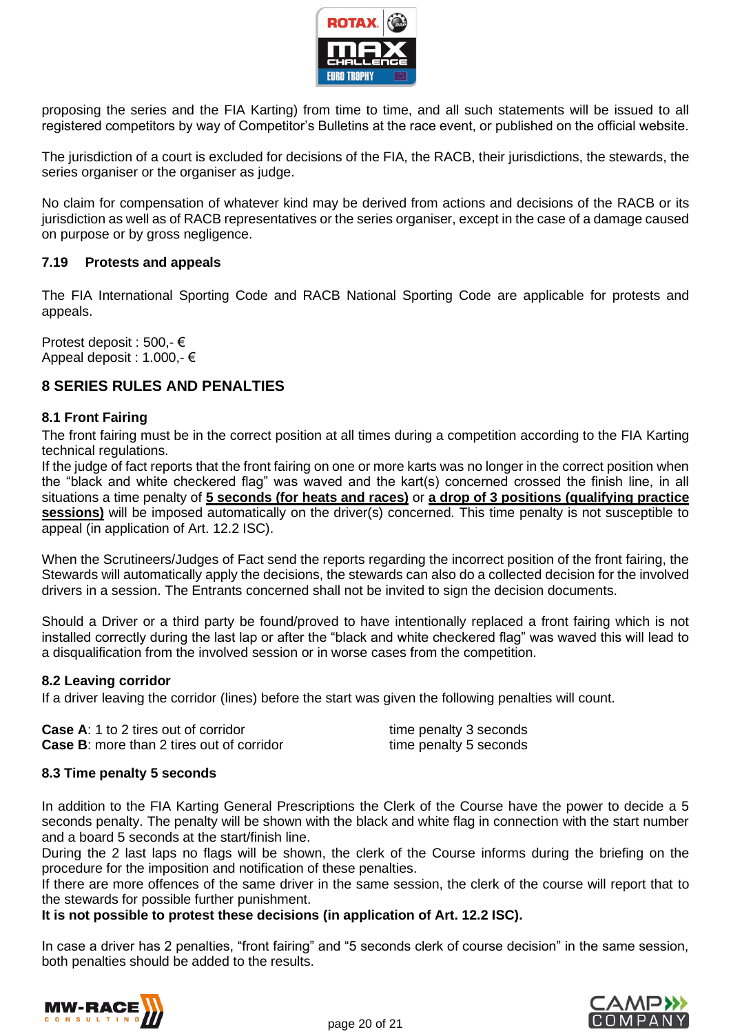proposing the series and the FIA Karting) from time to time, and all such statements will be issued to all registered competitors by way of Competitor's Bulletins at the race event, or published on the official website.

The jurisdiction of a court is excluded for decisions of the FIA, the RACB, their jurisdictions, the stewards, the series organiser or the organiser as judge.

No claim for compensation of whatever kind may be derived from actions and decisions of the RACB or its jurisdiction as well as of RACB representatives or the series organiser, except in the case of a damage caused on purpose or by gross negligence.

### 7.19 Protests and appeals

The FIA International Sporting Code and RACB National Sporting Code are applicable for protests and appeals.

Protest deposit : 500,- €
Appeal deposit : 1.000,- €

## 8 SERIES RULES AND PENALTIES

### 8.1 Front Fairing

The front fairing must be in the correct position at all times during a competition according to the FIA Karting technical regulations.
If the judge of fact reports that the front fairing on one or more karts was no longer in the correct position when the "black and white checkered flag" was waved and the kart(s) concerned crossed the finish line, in all situations a time penalty of **5 seconds (for heats and races)** or **a drop of 3 positions (qualifying practice sessions)** will be imposed automatically on the driver(s) concerned. This time penalty is not susceptible to appeal (in application of Art. 12.2 ISC).

When the Scrutineers/Judges of Fact send the reports regarding the incorrect position of the front fairing, the Stewards will automatically apply the decisions, the stewards can also do a collected decision for the involved drivers in a session. The Entrants concerned shall not be invited to sign the decision documents.

Should a Driver or a third party be found/proved to have intentionally replaced a front fairing which is not installed correctly during the last lap or after the "black and white checkered flag" was waved this will lead to a disqualification from the involved session or in worse cases from the competition.

### 8.2 Leaving corridor

If a driver leaving the corridor (lines) before the start was given the following penalties will count.

| | |
|---|---|
| **Case A**: 1 to 2 tires out of corridor | time penalty 3 seconds |
| **Case B**: more than 2 tires out of corridor | time penalty 5 seconds |

### 8.3 Time penalty 5 seconds

In addition to the FIA Karting General Prescriptions the Clerk of the Course have the power to decide a 5 seconds penalty. The penalty will be shown with the black and white flag in connection with the start number and a board 5 seconds at the start/finish line.
During the 2 last laps no flags will be shown, the clerk of the Course informs during the briefing on the procedure for the imposition and notification of these penalties.
If there are more offences of the same driver in the same session, the clerk of the course will report that to the stewards for possible further punishment.
**It is not possible to protest these decisions (in application of Art. 12.2 ISC).**

In case a driver has 2 penalties, "front fairing" and "5 seconds clerk of course decision" in the same session, both penalties should be added to the results.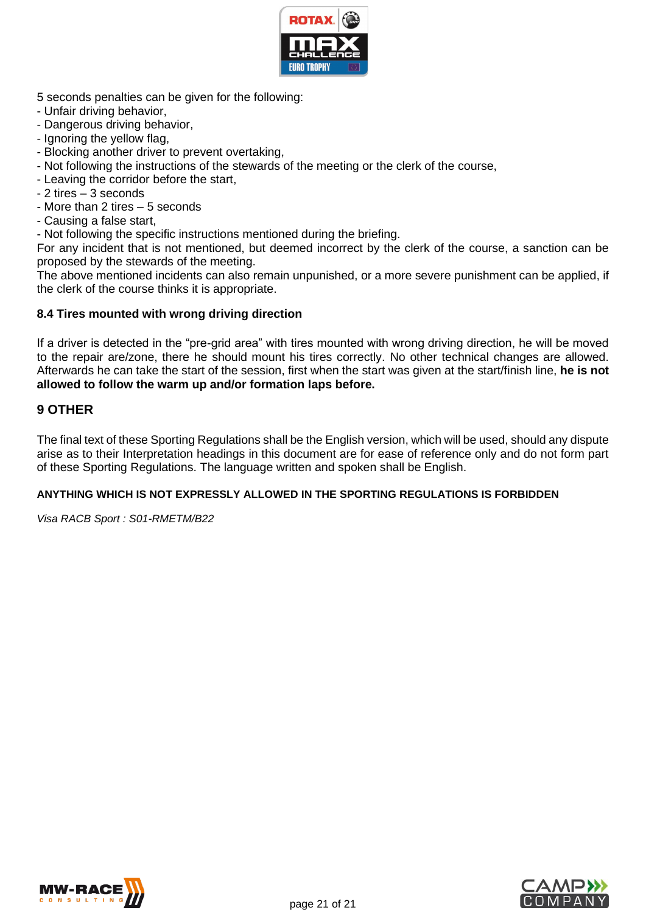5 seconds penalties can be given for the following:
- Unfair driving behavior,
- Dangerous driving behavior,
- Ignoring the yellow flag,
- Blocking another driver to prevent overtaking,
- Not following the instructions of the stewards of the meeting or the clerk of the course,
- Leaving the corridor before the start,
- 2 tires – 3 seconds
- More than 2 tires – 5 seconds
- Causing a false start,
- Not following the specific instructions mentioned during the briefing.

For any incident that is not mentioned, but deemed incorrect by the clerk of the course, a sanction can be proposed by the stewards of the meeting.
The above mentioned incidents can also remain unpunished, or a more severe punishment can be applied, if the clerk of the course thinks it is appropriate.

### 8.4 Tires mounted with wrong driving direction

If a driver is detected in the "pre-grid area" with tires mounted with wrong driving direction, he will be moved to the repair are/zone, there he should mount his tires correctly. No other technical changes are allowed. Afterwards he can take the start of the session, first when the start was given at the start/finish line, **he is not allowed to follow the warm up and/or formation laps before.**

## 9 OTHER

The final text of these Sporting Regulations shall be the English version, which will be used, should any dispute arise as to their Interpretation headings in this document are for ease of reference only and do not form part of these Sporting Regulations. The language written and spoken shall be English.

**ANYTHING WHICH IS NOT EXPRESSLY ALLOWED IN THE SPORTING REGULATIONS IS FORBIDDEN**

*Visa RACB Sport : S01-RMETM/B22*